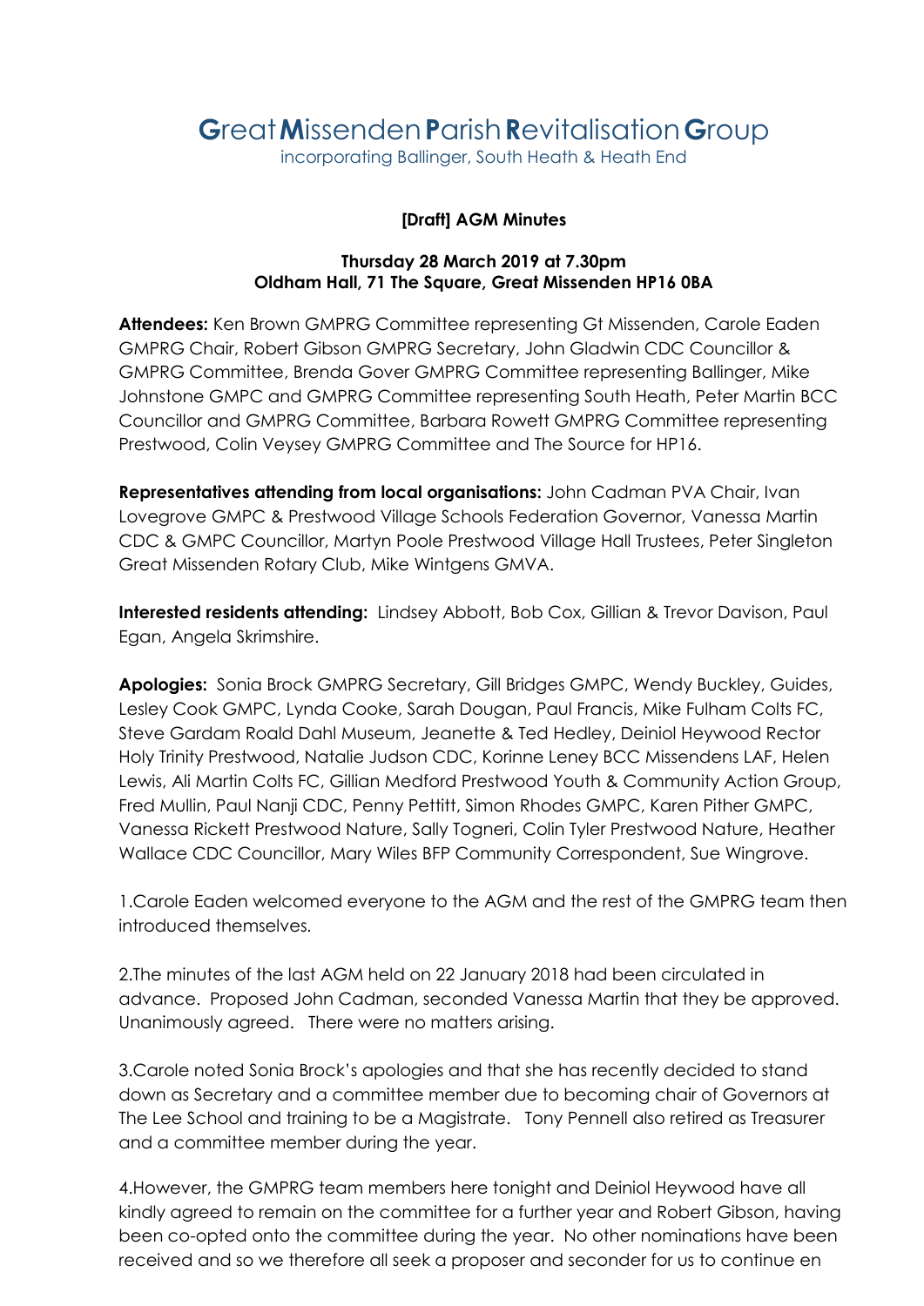# **G**reat **M**issenden **P**arish **R**evitalisation **G**roup

incorporating Ballinger, South Heath & Heath End

**[Draft] AGM Minutes**

**Thursday 28 March 2019 at 7.30pm**
**Oldham Hall, 71 The Square, Great Missenden HP16 0BA**

**Attendees:** Ken Brown GMPRG Committee representing Gt Missenden, Carole Eaden GMPRG Chair, Robert Gibson GMPRG Secretary, John Gladwin CDC Councillor & GMPRG Committee, Brenda Gover GMPRG Committee representing Ballinger, Mike Johnstone GMPC and GMPRG Committee representing South Heath, Peter Martin BCC Councillor and GMPRG Committee, Barbara Rowett GMPRG Committee representing Prestwood, Colin Veysey GMPRG Committee and The Source for HP16.

**Representatives attending from local organisations:** John Cadman PVA Chair, Ivan Lovegrove GMPC & Prestwood Village Schools Federation Governor, Vanessa Martin CDC & GMPC Councillor, Martyn Poole Prestwood Village Hall Trustees, Peter Singleton Great Missenden Rotary Club, Mike Wintgens GMVA.

**Interested residents attending:** Lindsey Abbott, Bob Cox, Gillian & Trevor Davison, Paul Egan, Angela Skrimshire.

**Apologies:** Sonia Brock GMPRG Secretary, Gill Bridges GMPC, Wendy Buckley, Guides, Lesley Cook GMPC, Lynda Cooke, Sarah Dougan, Paul Francis, Mike Fulham Colts FC, Steve Gardam Roald Dahl Museum, Jeanette & Ted Hedley, Deiniol Heywood Rector Holy Trinity Prestwood, Natalie Judson CDC, Korinne Leney BCC Missendens LAF, Helen Lewis, Ali Martin Colts FC, Gillian Medford Prestwood Youth & Community Action Group, Fred Mullin, Paul Nanji CDC, Penny Pettitt, Simon Rhodes GMPC, Karen Pither GMPC, Vanessa Rickett Prestwood Nature, Sally Togneri, Colin Tyler Prestwood Nature, Heather Wallace CDC Councillor, Mary Wiles BFP Community Correspondent, Sue Wingrove.

1.Carole Eaden welcomed everyone to the AGM and the rest of the GMPRG team then introduced themselves.

2.The minutes of the last AGM held on 22 January 2018 had been circulated in advance. Proposed John Cadman, seconded Vanessa Martin that they be approved. Unanimously agreed. There were no matters arising.

3.Carole noted Sonia Brock's apologies and that she has recently decided to stand down as Secretary and a committee member due to becoming chair of Governors at The Lee School and training to be a Magistrate. Tony Pennell also retired as Treasurer and a committee member during the year.

4.However, the GMPRG team members here tonight and Deiniol Heywood have all kindly agreed to remain on the committee for a further year and Robert Gibson, having been co-opted onto the committee during the year. No other nominations have been received and so we therefore all seek a proposer and seconder for us to continue en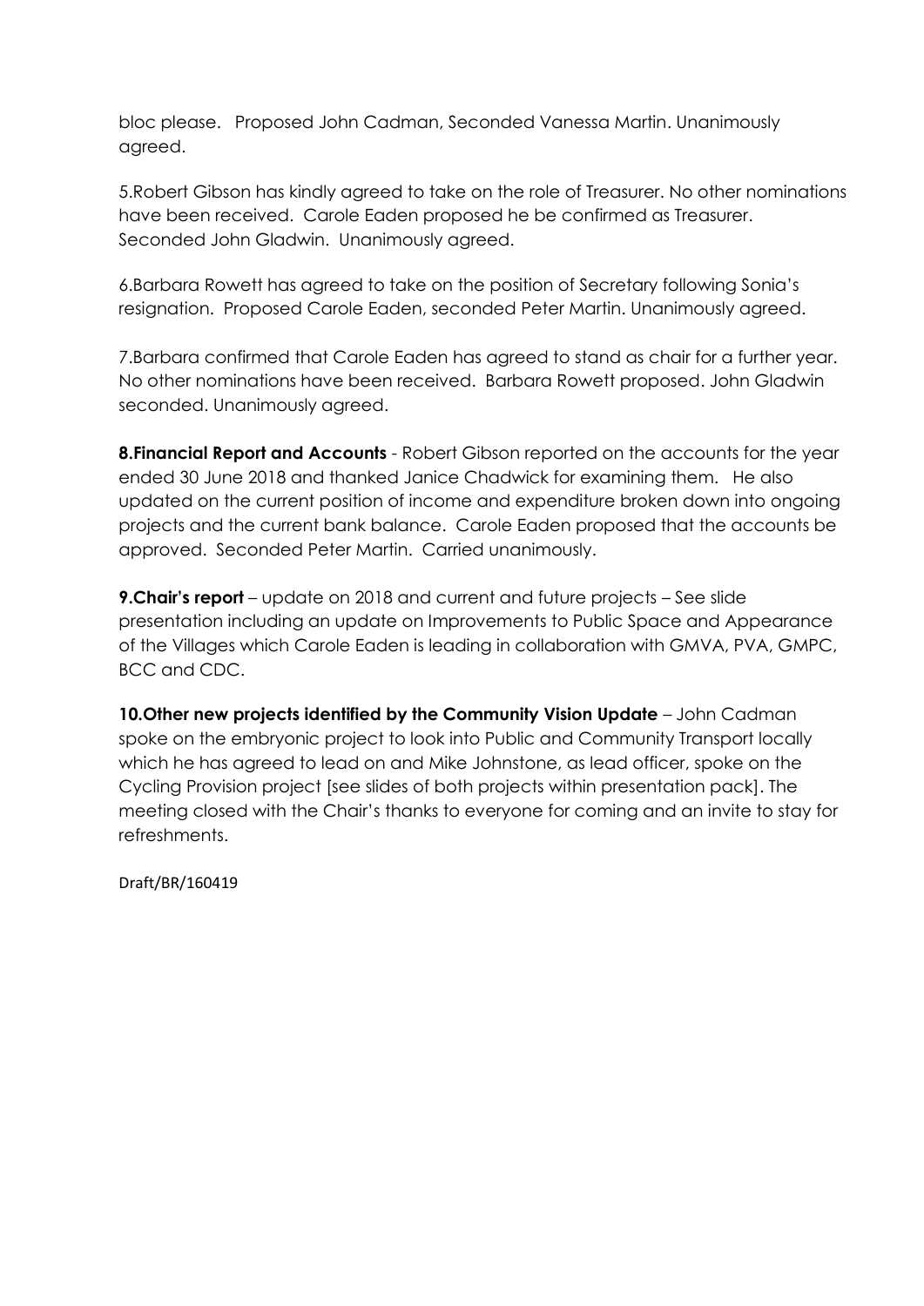bloc please.  Proposed John Cadman, Seconded Vanessa Martin. Unanimously agreed.

5.Robert Gibson has kindly agreed to take on the role of Treasurer. No other nominations have been received.  Carole Eaden proposed he be confirmed as Treasurer. Seconded John Gladwin.  Unanimously agreed.

6.Barbara Rowett has agreed to take on the position of Secretary following Sonia's resignation.  Proposed Carole Eaden, seconded Peter Martin. Unanimously agreed.

7.Barbara confirmed that Carole Eaden has agreed to stand as chair for a further year. No other nominations have been received.  Barbara Rowett proposed. John Gladwin seconded. Unanimously agreed.

**8.Financial Report and Accounts** - Robert Gibson reported on the accounts for the year ended 30 June 2018 and thanked Janice Chadwick for examining them.  He also updated on the current position of income and expenditure broken down into ongoing projects and the current bank balance.  Carole Eaden proposed that the accounts be approved.  Seconded Peter Martin.  Carried unanimously.

**9.Chair's report** – update on 2018 and current and future projects – See slide presentation including an update on Improvements to Public Space and Appearance of the Villages which Carole Eaden is leading in collaboration with GMVA, PVA, GMPC, BCC and CDC.

**10.Other new projects identified by the Community Vision Update** – John Cadman spoke on the embryonic project to look into Public and Community Transport locally which he has agreed to lead on and Mike Johnstone, as lead officer, spoke on the Cycling Provision project [see slides of both projects within presentation pack]. The meeting closed with the Chair's thanks to everyone for coming and an invite to stay for refreshments.

Draft/BR/160419